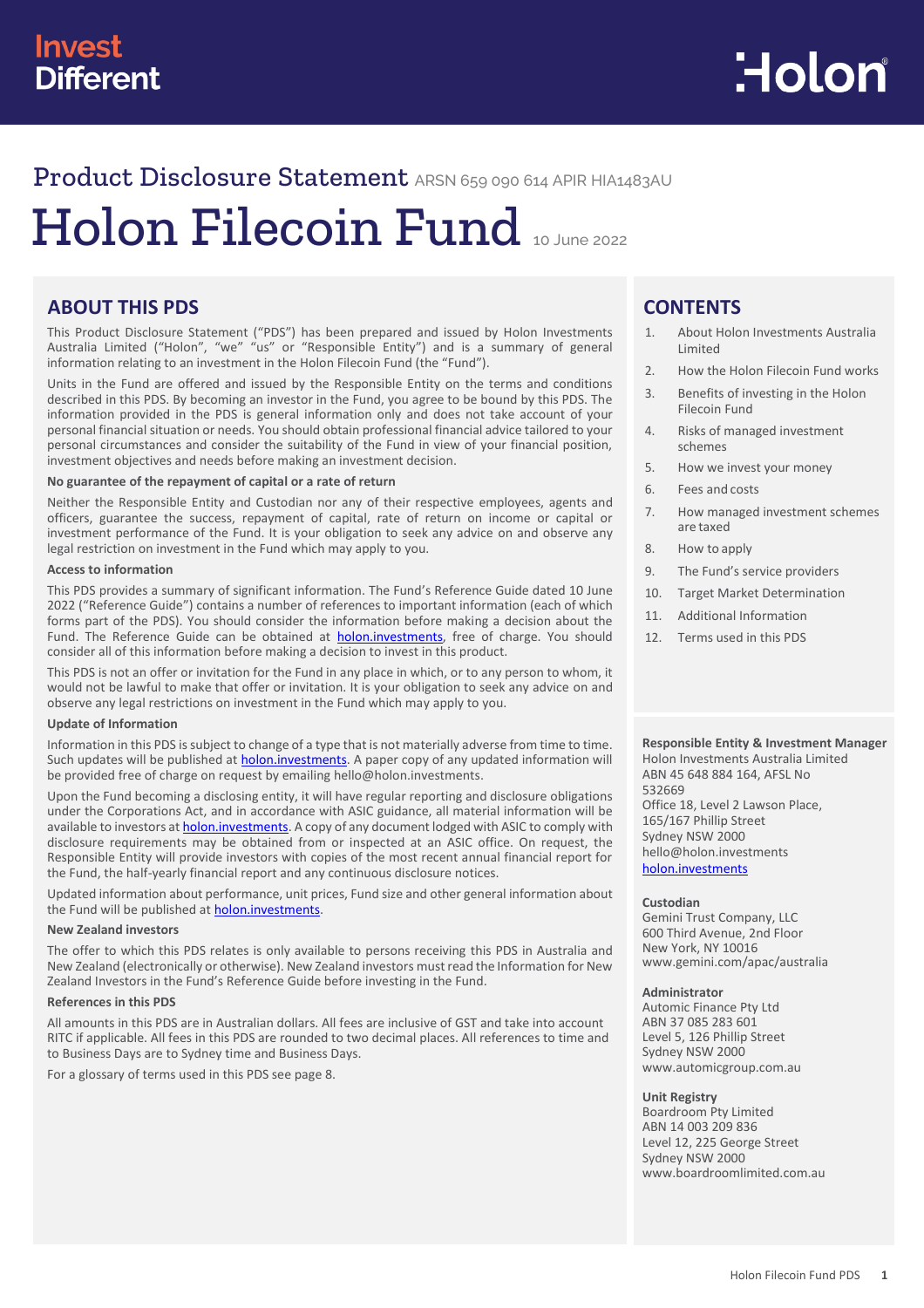Invest Different

Holon

# Product Disclosure Statement ARSN 659 090 614 APIR HIA1483AU

# Holon Filecoin Fund 10 June 2022

## ABOUT THIS PDS

This Product Disclosure Statement ("PDS") has been prepared and issued by Holon Investments Australia Limited ("Holon", "we" "us" or "Responsible Entity") and is a summary of general information relating to an investment in the Holon Filecoin Fund (the "Fund").

Units in the Fund are offered and issued by the Responsible Entity on the terms and conditions described in this PDS. By becoming an investor in the Fund, you agree to be bound by this PDS. The information provided in the PDS is general information only and does not take account of your personal financial situation or needs. You should obtain professional financial advice tailored to your personal circumstances and consider the suitability of the Fund in view of your financial position, investment objectives and needs before making an investment decision.

**No guarantee of the repayment of capital or a rate of return**

Neither the Responsible Entity and Custodian nor any of their respective employees, agents and officers, guarantee the success, repayment of capital, rate of return on income or capital or investment performance of the Fund. It is your obligation to seek any advice on and observe any legal restriction on investment in the Fund which may apply to you.

**Access to information**

This PDS provides a summary of significant information. The Fund's Reference Guide dated 10 June 2022 ("Reference Guide") contains a number of references to important information (each of which forms part of the PDS). You should consider the information before making a decision about the Fund. The Reference Guide can be obtained at holon.investments, free of charge. You should consider all of this information before making a decision to invest in this product.

This PDS is not an offer or invitation for the Fund in any place in which, or to any person to whom, it would not be lawful to make that offer or invitation. It is your obligation to seek any advice on and observe any legal restrictions on investment in the Fund which may apply to you.

**Update of Information**

Information in this PDS is subject to change of a type that is not materially adverse from time to time. Such updates will be published at holon.investments. A paper copy of any updated information will be provided free of charge on request by emailing hello@holon.investments.

Upon the Fund becoming a disclosing entity, it will have regular reporting and disclosure obligations under the Corporations Act, and in accordance with ASIC guidance, all material information will be available to investors at holon.investments. A copy of any document lodged with ASIC to comply with disclosure requirements may be obtained from or inspected at an ASIC office. On request, the Responsible Entity will provide investors with copies of the most recent annual financial report for the Fund, the half-yearly financial report and any continuous disclosure notices.

Updated information about performance, unit prices, Fund size and other general information about the Fund will be published at holon.investments.

**New Zealand investors**

The offer to which this PDS relates is only available to persons receiving this PDS in Australia and New Zealand (electronically or otherwise). New Zealand investors must read the Information for New Zealand Investors in the Fund's Reference Guide before investing in the Fund.

**References in this PDS**

All amounts in this PDS are in Australian dollars. All fees are inclusive of GST and take into account RITC if applicable. All fees in this PDS are rounded to two decimal places. All references to time and to Business Days are to Sydney time and Business Days.

For a glossary of terms used in this PDS see page 8.

## CONTENTS

1. About Holon Investments Australia Limited
2. How the Holon Filecoin Fund works
3. Benefits of investing in the Holon Filecoin Fund
4. Risks of managed investment schemes
5. How we invest your money
6. Fees and costs
7. How managed investment schemes are taxed
8. How to apply
9. The Fund's service providers
10. Target Market Determination
11. Additional Information
12. Terms used in this PDS

**Responsible Entity & Investment Manager**
Holon Investments Australia Limited
ABN 45 648 884 164, AFSL No 532669
Office 18, Level 2 Lawson Place,
165/167 Phillip Street
Sydney NSW 2000
hello@holon.investments
holon.investments

**Custodian**
Gemini Trust Company, LLC
600 Third Avenue, 2nd Floor
New York, NY 10016
www.gemini.com/apac/australia

**Administrator**
Automic Finance Pty Ltd
ABN 37 085 283 601
Level 5, 126 Phillip Street
Sydney NSW 2000
www.automicgroup.com.au

**Unit Registry**
Boardroom Pty Limited
ABN 14 003 209 836
Level 12, 225 George Street
Sydney NSW 2000
www.boardroomlimited.com.au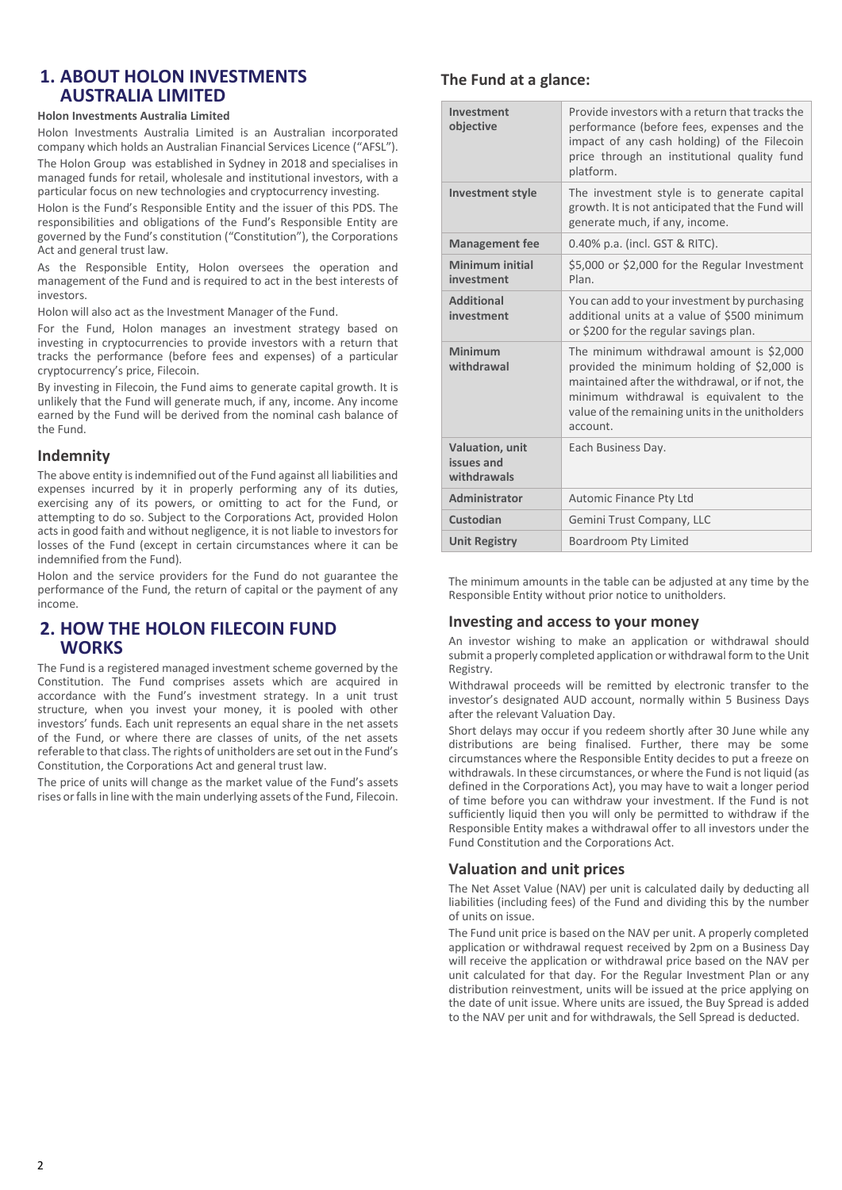## 1. ABOUT HOLON INVESTMENTS AUSTRALIA LIMITED

**Holon Investments Australia Limited**

Holon Investments Australia Limited is an Australian incorporated company which holds an Australian Financial Services Licence ("AFSL").

The Holon Group was established in Sydney in 2018 and specialises in managed funds for retail, wholesale and institutional investors, with a particular focus on new technologies and cryptocurrency investing.

Holon is the Fund's Responsible Entity and the issuer of this PDS. The responsibilities and obligations of the Fund's Responsible Entity are governed by the Fund's constitution ("Constitution"), the Corporations Act and general trust law.

As the Responsible Entity, Holon oversees the operation and management of the Fund and is required to act in the best interests of investors.

Holon will also act as the Investment Manager of the Fund.

For the Fund, Holon manages an investment strategy based on investing in cryptocurrencies to provide investors with a return that tracks the performance (before fees and expenses) of a particular cryptocurrency's price, Filecoin.

By investing in Filecoin, the Fund aims to generate capital growth. It is unlikely that the Fund will generate much, if any, income. Any income earned by the Fund will be derived from the nominal cash balance of the Fund.

### Indemnity

The above entity is indemnified out of the Fund against all liabilities and expenses incurred by it in properly performing any of its duties, exercising any of its powers, or omitting to act for the Fund, or attempting to do so. Subject to the Corporations Act, provided Holon acts in good faith and without negligence, it is not liable to investors for losses of the Fund (except in certain circumstances where it can be indemnified from the Fund).

Holon and the service providers for the Fund do not guarantee the performance of the Fund, the return of capital or the payment of any income.

## 2. HOW THE HOLON FILECOIN FUND WORKS

The Fund is a registered managed investment scheme governed by the Constitution. The Fund comprises assets which are acquired in accordance with the Fund's investment strategy. In a unit trust structure, when you invest your money, it is pooled with other investors' funds. Each unit represents an equal share in the net assets of the Fund, or where there are classes of units, of the net assets referable to that class. The rights of unitholders are set out in the Fund's Constitution, the Corporations Act and general trust law.

The price of units will change as the market value of the Fund's assets rises or falls in line with the main underlying assets of the Fund, Filecoin.

### The Fund at a glance:

| | |
|---|---|
| **Investment objective** | Provide investors with a return that tracks the performance (before fees, expenses and the impact of any cash holding) of the Filecoin price through an institutional quality fund platform. |
| **Investment style** | The investment style is to generate capital growth. It is not anticipated that the Fund will generate much, if any, income. |
| **Management fee** | 0.40% p.a. (incl. GST & RITC). |
| **Minimum initial investment** | $5,000 or $2,000 for the Regular Investment Plan. |
| **Additional investment** | You can add to your investment by purchasing additional units at a value of $500 minimum or $200 for the regular savings plan. |
| **Minimum withdrawal** | The minimum withdrawal amount is $2,000 provided the minimum holding of $2,000 is maintained after the withdrawal, or if not, the minimum withdrawal is equivalent to the value of the remaining units in the unitholders account. |
| **Valuation, unit issues and withdrawals** | Each Business Day. |
| **Administrator** | Automic Finance Pty Ltd |
| **Custodian** | Gemini Trust Company, LLC |
| **Unit Registry** | Boardroom Pty Limited |

The minimum amounts in the table can be adjusted at any time by the Responsible Entity without prior notice to unitholders.

### Investing and access to your money

An investor wishing to make an application or withdrawal should submit a properly completed application or withdrawal form to the Unit Registry.

Withdrawal proceeds will be remitted by electronic transfer to the investor's designated AUD account, normally within 5 Business Days after the relevant Valuation Day.

Short delays may occur if you redeem shortly after 30 June while any distributions are being finalised. Further, there may be some circumstances where the Responsible Entity decides to put a freeze on withdrawals. In these circumstances, or where the Fund is not liquid (as defined in the Corporations Act), you may have to wait a longer period of time before you can withdraw your investment. If the Fund is not sufficiently liquid then you will only be permitted to withdraw if the Responsible Entity makes a withdrawal offer to all investors under the Fund Constitution and the Corporations Act.

### Valuation and unit prices

The Net Asset Value (NAV) per unit is calculated daily by deducting all liabilities (including fees) of the Fund and dividing this by the number of units on issue.

The Fund unit price is based on the NAV per unit. A properly completed application or withdrawal request received by 2pm on a Business Day will receive the application or withdrawal price based on the NAV per unit calculated for that day. For the Regular Investment Plan or any distribution reinvestment, units will be issued at the price applying on the date of unit issue. Where units are issued, the Buy Spread is added to the NAV per unit and for withdrawals, the Sell Spread is deducted.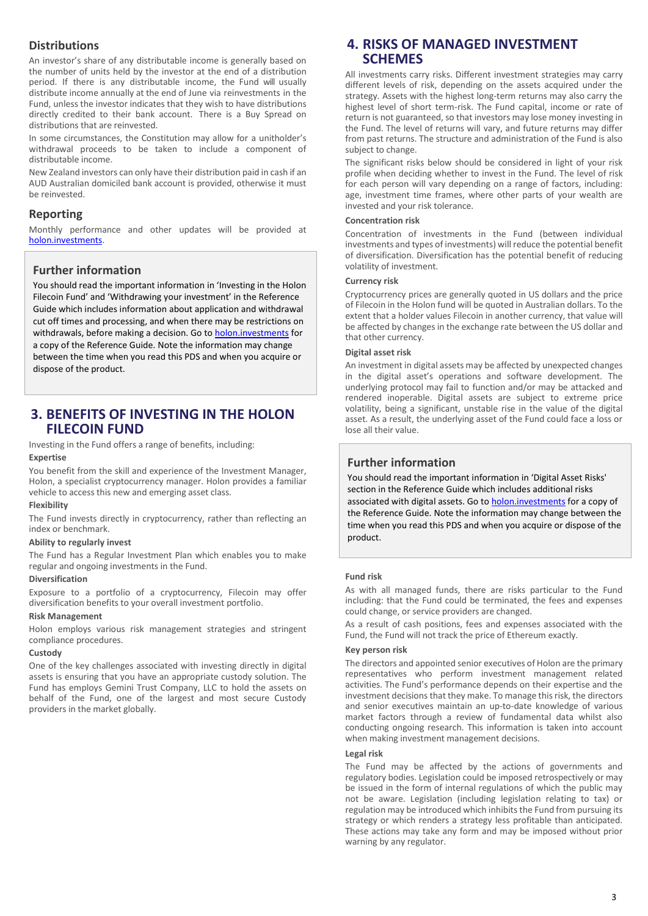## Distributions

An investor's share of any distributable income is generally based on the number of units held by the investor at the end of a distribution period. If there is any distributable income, the Fund will usually distribute income annually at the end of June via reinvestments in the Fund, unless the investor indicates that they wish to have distributions directly credited to their bank account. There is a Buy Spread on distributions that are reinvested.

In some circumstances, the Constitution may allow for a unitholder's withdrawal proceeds to be taken to include a component of distributable income.

New Zealand investors can only have their distribution paid in cash if an AUD Australian domiciled bank account is provided, otherwise it must be reinvested.

## Reporting

Monthly performance and other updates will be provided at holon.investments.

### Further information

You should read the important information in 'Investing in the Holon Filecoin Fund' and 'Withdrawing your investment' in the Reference Guide which includes information about application and withdrawal cut off times and processing, and when there may be restrictions on withdrawals, before making a decision. Go to holon.investments for a copy of the Reference Guide. Note the information may change between the time when you read this PDS and when you acquire or dispose of the product.

# 3. BENEFITS OF INVESTING IN THE HOLON FILECOIN FUND

Investing in the Fund offers a range of benefits, including:

**Expertise**

You benefit from the skill and experience of the Investment Manager, Holon, a specialist cryptocurrency manager. Holon provides a familiar vehicle to access this new and emerging asset class.

**Flexibility**

The Fund invests directly in cryptocurrency, rather than reflecting an index or benchmark.

**Ability to regularly invest**

The Fund has a Regular Investment Plan which enables you to make regular and ongoing investments in the Fund.

**Diversification**

Exposure to a portfolio of a cryptocurrency, Filecoin may offer diversification benefits to your overall investment portfolio.

**Risk Management**

Holon employs various risk management strategies and stringent compliance procedures.

**Custody**

One of the key challenges associated with investing directly in digital assets is ensuring that you have an appropriate custody solution. The Fund has employs Gemini Trust Company, LLC to hold the assets on behalf of the Fund, one of the largest and most secure Custody providers in the market globally.

# 4. RISKS OF MANAGED INVESTMENT SCHEMES

All investments carry risks. Different investment strategies may carry different levels of risk, depending on the assets acquired under the strategy. Assets with the highest long-term returns may also carry the highest level of short term-risk. The Fund capital, income or rate of return is not guaranteed, so that investors may lose money investing in the Fund. The level of returns will vary, and future returns may differ from past returns. The structure and administration of the Fund is also subject to change.

The significant risks below should be considered in light of your risk profile when deciding whether to invest in the Fund. The level of risk for each person will vary depending on a range of factors, including: age, investment time frames, where other parts of your wealth are invested and your risk tolerance.

**Concentration risk**

Concentration of investments in the Fund (between individual investments and types of investments) will reduce the potential benefit of diversification. Diversification has the potential benefit of reducing volatility of investment.

**Currency risk**

Cryptocurrency prices are generally quoted in US dollars and the price of Filecoin in the Holon fund will be quoted in Australian dollars. To the extent that a holder values Filecoin in another currency, that value will be affected by changes in the exchange rate between the US dollar and that other currency.

**Digital asset risk**

An investment in digital assets may be affected by unexpected changes in the digital asset's operations and software development. The underlying protocol may fail to function and/or may be attacked and rendered inoperable. Digital assets are subject to extreme price volatility, being a significant, unstable rise in the value of the digital asset. As a result, the underlying asset of the Fund could face a loss or lose all their value.

### Further information

You should read the important information in 'Digital Asset Risks' section in the Reference Guide which includes additional risks associated with digital assets. Go to holon.investments for a copy of the Reference Guide. Note the information may change between the time when you read this PDS and when you acquire or dispose of the product.

**Fund risk**

As with all managed funds, there are risks particular to the Fund including: that the Fund could be terminated, the fees and expenses could change, or service providers are changed.

As a result of cash positions, fees and expenses associated with the Fund, the Fund will not track the price of Ethereum exactly.

**Key person risk**

The directors and appointed senior executives of Holon are the primary representatives who perform investment management related activities. The Fund's performance depends on their expertise and the investment decisions that they make. To manage this risk, the directors and senior executives maintain an up-to-date knowledge of various market factors through a review of fundamental data whilst also conducting ongoing research. This information is taken into account when making investment management decisions.

**Legal risk**

The Fund may be affected by the actions of governments and regulatory bodies. Legislation could be imposed retrospectively or may be issued in the form of internal regulations of which the public may not be aware. Legislation (including legislation relating to tax) or regulation may be introduced which inhibits the Fund from pursuing its strategy or which renders a strategy less profitable than anticipated. These actions may take any form and may be imposed without prior warning by any regulator.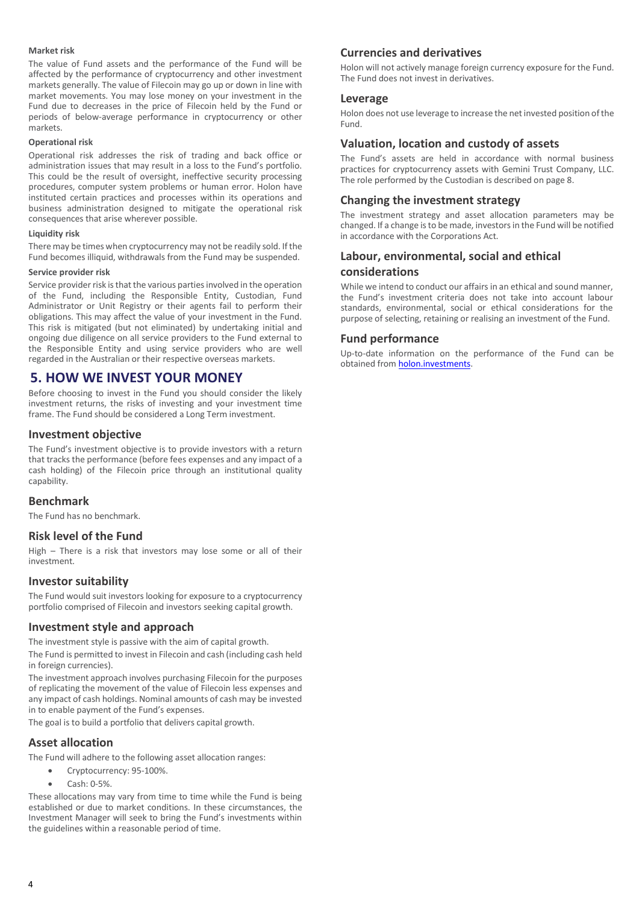#### Market risk

The value of Fund assets and the performance of the Fund will be affected by the performance of cryptocurrency and other investment markets generally. The value of Filecoin may go up or down in line with market movements. You may lose money on your investment in the Fund due to decreases in the price of Filecoin held by the Fund or periods of below-average performance in cryptocurrency or other markets.

#### Operational risk

Operational risk addresses the risk of trading and back office or administration issues that may result in a loss to the Fund's portfolio. This could be the result of oversight, ineffective security processing procedures, computer system problems or human error. Holon have instituted certain practices and processes within its operations and business administration designed to mitigate the operational risk consequences that arise wherever possible.

#### Liquidity risk

There may be times when cryptocurrency may not be readily sold. If the Fund becomes illiquid, withdrawals from the Fund may be suspended.

#### Service provider risk

Service provider risk is that the various parties involved in the operation of the Fund, including the Responsible Entity, Custodian, Fund Administrator or Unit Registry or their agents fail to perform their obligations. This may affect the value of your investment in the Fund. This risk is mitigated (but not eliminated) by undertaking initial and ongoing due diligence on all service providers to the Fund external to the Responsible Entity and using service providers who are well regarded in the Australian or their respective overseas markets.

# 5. HOW WE INVEST YOUR MONEY

Before choosing to invest in the Fund you should consider the likely investment returns, the risks of investing and your investment time frame. The Fund should be considered a Long Term investment.

## Investment objective

The Fund's investment objective is to provide investors with a return that tracks the performance (before fees expenses and any impact of a cash holding) of the Filecoin price through an institutional quality capability.

## Benchmark

The Fund has no benchmark.

## Risk level of the Fund

High – There is a risk that investors may lose some or all of their investment.

## Investor suitability

The Fund would suit investors looking for exposure to a cryptocurrency portfolio comprised of Filecoin and investors seeking capital growth.

## Investment style and approach

The investment style is passive with the aim of capital growth.

The Fund is permitted to invest in Filecoin and cash (including cash held in foreign currencies).

The investment approach involves purchasing Filecoin for the purposes of replicating the movement of the value of Filecoin less expenses and any impact of cash holdings. Nominal amounts of cash may be invested in to enable payment of the Fund's expenses.

The goal is to build a portfolio that delivers capital growth.

## Asset allocation

The Fund will adhere to the following asset allocation ranges:

- Cryptocurrency: 95-100%.
- Cash: 0-5%.

These allocations may vary from time to time while the Fund is being established or due to market conditions. In these circumstances, the Investment Manager will seek to bring the Fund's investments within the guidelines within a reasonable period of time.

## Currencies and derivatives

Holon will not actively manage foreign currency exposure for the Fund. The Fund does not invest in derivatives.

## Leverage

Holon does not use leverage to increase the net invested position of the Fund.

## Valuation, location and custody of assets

The Fund's assets are held in accordance with normal business practices for cryptocurrency assets with Gemini Trust Company, LLC. The role performed by the Custodian is described on page 8.

## Changing the investment strategy

The investment strategy and asset allocation parameters may be changed. If a change is to be made, investors in the Fund will be notified in accordance with the Corporations Act.

## Labour, environmental, social and ethical considerations

While we intend to conduct our affairs in an ethical and sound manner, the Fund's investment criteria does not take into account labour standards, environmental, social or ethical considerations for the purpose of selecting, retaining or realising an investment of the Fund.

## Fund performance

Up-to-date information on the performance of the Fund can be obtained from holon.investments.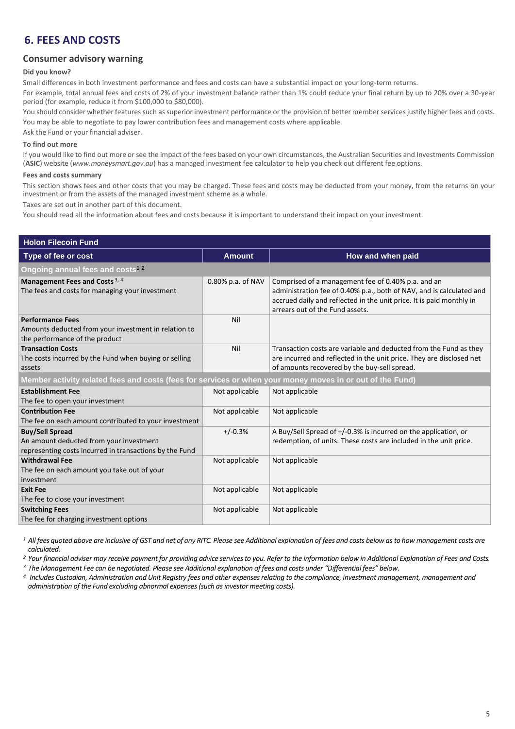## 6. FEES AND COSTS

### Consumer advisory warning

**Did you know?**

Small differences in both investment performance and fees and costs can have a substantial impact on your long-term returns.

For example, total annual fees and costs of 2% of your investment balance rather than 1% could reduce your final return by up to 20% over a 30-year period (for example, reduce it from $100,000 to $80,000).

You should consider whether features such as superior investment performance or the provision of better member services justify higher fees and costs.

You may be able to negotiate to pay lower contribution fees and management costs where applicable.

Ask the Fund or your financial adviser.

**To find out more**

If you would like to find out more or see the impact of the fees based on your own circumstances, the Australian Securities and Investments Commission (**ASIC**) website (*www.moneysmart.gov.au*) has a managed investment fee calculator to help you check out different fee options.

**Fees and costs summary**

This section shows fees and other costs that you may be charged. These fees and costs may be deducted from your money, from the returns on your investment or from the assets of the managed investment scheme as a whole.

Taxes are set out in another part of this document.

You should read all the information about fees and costs because it is important to understand their impact on your investment.

| **Holon Filecoin Fund** | | |
|---|---|---|
| **Type of fee or cost** | **Amount** | **How and when paid** |
| **Ongoing annual fees and costs[1 2]** | | |
| **Management Fees and Costs [3, 4]** The fees and costs for managing your investment | 0.80% p.a. of NAV | Comprised of a management fee of 0.40% p.a. and an administration fee of 0.40% p.a., both of NAV, and is calculated and accrued daily and reflected in the unit price. It is paid monthly in arrears out of the Fund assets. |
| **Performance Fees** Amounts deducted from your investment in relation to the performance of the product | Nil | |
| **Transaction Costs** The costs incurred by the Fund when buying or selling assets | Nil | Transaction costs are variable and deducted from the Fund as they are incurred and reflected in the unit price. They are disclosed net of amounts recovered by the buy-sell spread. |
| **Member activity related fees and costs (fees for services or when your money moves in or out of the Fund)** | | |
| **Establishment Fee** The fee to open your investment | Not applicable | Not applicable |
| **Contribution Fee** The fee on each amount contributed to your investment | Not applicable | Not applicable |
| **Buy/Sell Spread** An amount deducted from your investment representing costs incurred in transactions by the Fund | +/-0.3% | A Buy/Sell Spread of +/-0.3% is incurred on the application, or redemption, of units. These costs are included in the unit price. |
| **Withdrawal Fee** The fee on each amount you take out of your investment | Not applicable | Not applicable |
| **Exit Fee** The fee to close your investment | Not applicable | Not applicable |
| **Switching Fees** The fee for charging investment options | Not applicable | Not applicable |

*[1] All fees quoted above are inclusive of GST and net of any RITC. Please see Additional explanation of fees and costs below as to how management costs are calculated.*

*[2] Your financial adviser may receive payment for providing advice services to you. Refer to the information below in Additional Explanation of Fees and Costs.*

*[3] The Management Fee can be negotiated. Please see Additional explanation of fees and costs under "Differential fees" below.*

*[4] Includes Custodian, Administration and Unit Registry fees and other expenses relating to the compliance, investment management, management and administration of the Fund excluding abnormal expenses (such as investor meeting costs).*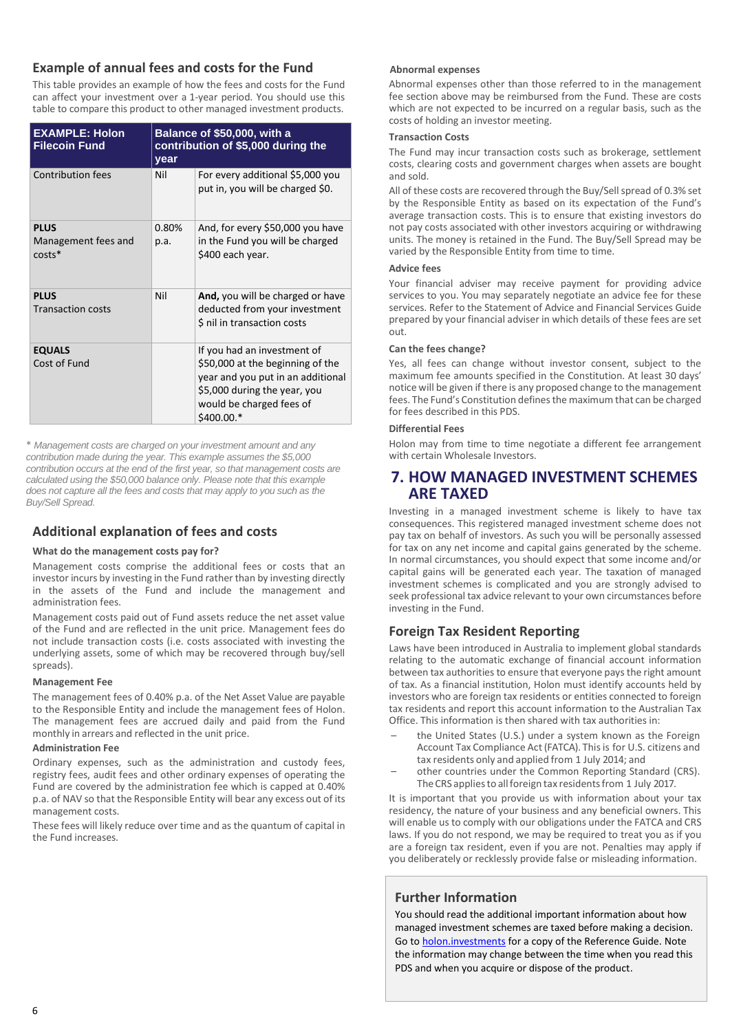## Example of annual fees and costs for the Fund

This table provides an example of how the fees and costs for the Fund can affect your investment over a 1-year period. You should use this table to compare this product to other managed investment products.

| EXAMPLE: Holon Filecoin Fund | Balance of $50,000, with a contribution of $5,000 during the year | |
|---|---|---|
| Contribution fees | Nil | For every additional $5,000 you put in, you will be charged $0. |
| **PLUS** Management fees and costs* | 0.80% p.a. | And, for every $50,000 you have in the Fund you will be charged $400 each year. |
| **PLUS** Transaction costs | Nil | **And,** you will be charged or have deducted from your investment $ nil in transaction costs |
| **EQUALS** Cost of Fund | | If you had an investment of $50,000 at the beginning of the year and you put in an additional $5,000 during the year, you would be charged fees of $400.00.* |

*\* Management costs are charged on your investment and any contribution made during the year. This example assumes the $5,000 contribution occurs at the end of the first year, so that management costs are calculated using the $50,000 balance only. Please note that this example does not capture all the fees and costs that may apply to you such as the Buy/Sell Spread.*

## Additional explanation of fees and costs

#### What do the management costs pay for?

Management costs comprise the additional fees or costs that an investor incurs by investing in the Fund rather than by investing directly in the assets of the Fund and include the management and administration fees.

Management costs paid out of Fund assets reduce the net asset value of the Fund and are reflected in the unit price. Management fees do not include transaction costs (i.e. costs associated with investing the underlying assets, some of which may be recovered through buy/sell spreads).

#### Management Fee

The management fees of 0.40% p.a. of the Net Asset Value are payable to the Responsible Entity and include the management fees of Holon. The management fees are accrued daily and paid from the Fund monthly in arrears and reflected in the unit price.

#### Administration Fee

Ordinary expenses, such as the administration and custody fees, registry fees, audit fees and other ordinary expenses of operating the Fund are covered by the administration fee which is capped at 0.40% p.a. of NAV so that the Responsible Entity will bear any excess out of its management costs.

These fees will likely reduce over time and as the quantum of capital in the Fund increases.

#### Abnormal expenses

Abnormal expenses other than those referred to in the management fee section above may be reimbursed from the Fund. These are costs which are not expected to be incurred on a regular basis, such as the costs of holding an investor meeting.

#### Transaction Costs

The Fund may incur transaction costs such as brokerage, settlement costs, clearing costs and government charges when assets are bought and sold.

All of these costs are recovered through the Buy/Sell spread of 0.3% set by the Responsible Entity as based on its expectation of the Fund's average transaction costs. This is to ensure that existing investors do not pay costs associated with other investors acquiring or withdrawing units. The money is retained in the Fund. The Buy/Sell Spread may be varied by the Responsible Entity from time to time.

#### Advice fees

Your financial adviser may receive payment for providing advice services to you. You may separately negotiate an advice fee for these services. Refer to the Statement of Advice and Financial Services Guide prepared by your financial adviser in which details of these fees are set out.

#### Can the fees change?

Yes, all fees can change without investor consent, subject to the maximum fee amounts specified in the Constitution. At least 30 days' notice will be given if there is any proposed change to the management fees. The Fund's Constitution defines the maximum that can be charged for fees described in this PDS.

#### Differential Fees

Holon may from time to time negotiate a different fee arrangement with certain Wholesale Investors.

# 7. HOW MANAGED INVESTMENT SCHEMES ARE TAXED

Investing in a managed investment scheme is likely to have tax consequences. This registered managed investment scheme does not pay tax on behalf of investors. As such you will be personally assessed for tax on any net income and capital gains generated by the scheme. In normal circumstances, you should expect that some income and/or capital gains will be generated each year. The taxation of managed investment schemes is complicated and you are strongly advised to seek professional tax advice relevant to your own circumstances before investing in the Fund.

## Foreign Tax Resident Reporting

Laws have been introduced in Australia to implement global standards relating to the automatic exchange of financial account information between tax authorities to ensure that everyone pays the right amount of tax. As a financial institution, Holon must identify accounts held by investors who are foreign tax residents or entities connected to foreign tax residents and report this account information to the Australian Tax Office. This information is then shared with tax authorities in:

- the United States (U.S.) under a system known as the Foreign Account Tax Compliance Act (FATCA). This is for U.S. citizens and tax residents only and applied from 1 July 2014; and
- other countries under the Common Reporting Standard (CRS). The CRS applies to all foreign tax residents from 1 July 2017.

It is important that you provide us with information about your tax residency, the nature of your business and any beneficial owners. This will enable us to comply with our obligations under the FATCA and CRS laws. If you do not respond, we may be required to treat you as if you are a foreign tax resident, even if you are not. Penalties may apply if you deliberately or recklessly provide false or misleading information.

## Further Information

You should read the additional important information about how managed investment schemes are taxed before making a decision. Go to [holon.investments](holon.investments) for a copy of the Reference Guide. Note the information may change between the time when you read this PDS and when you acquire or dispose of the product.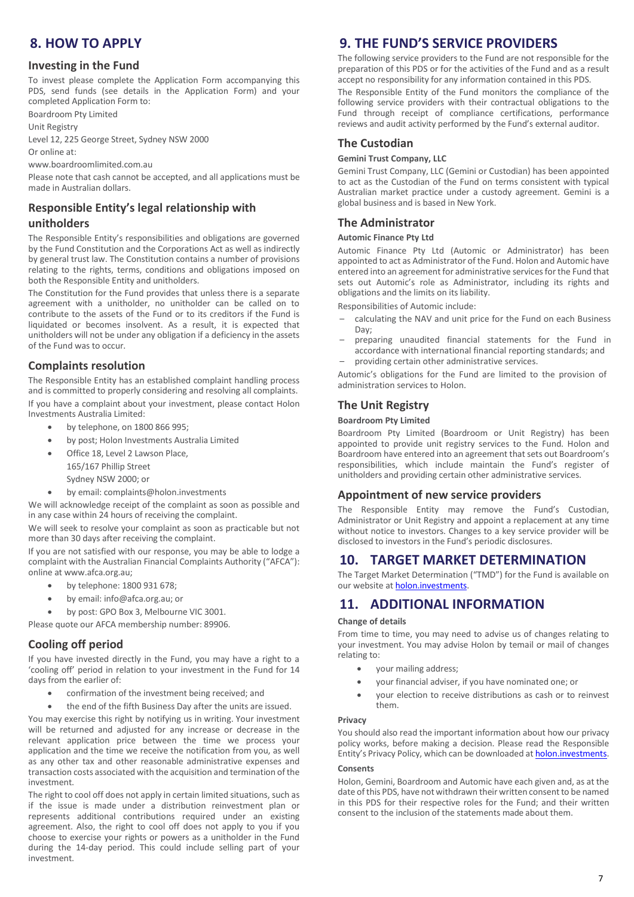## 8. HOW TO APPLY

### Investing in the Fund

To invest please complete the Application Form accompanying this PDS, send funds (see details in the Application Form) and your completed Application Form to:

Boardroom Pty Limited

Unit Registry

Level 12, 225 George Street, Sydney NSW 2000

Or online at:

www.boardroomlimited.com.au

Please note that cash cannot be accepted, and all applications must be made in Australian dollars.

### Responsible Entity's legal relationship with unitholders

The Responsible Entity's responsibilities and obligations are governed by the Fund Constitution and the Corporations Act as well as indirectly by general trust law. The Constitution contains a number of provisions relating to the rights, terms, conditions and obligations imposed on both the Responsible Entity and unitholders.

The Constitution for the Fund provides that unless there is a separate agreement with a unitholder, no unitholder can be called on to contribute to the assets of the Fund or to its creditors if the Fund is liquidated or becomes insolvent. As a result, it is expected that unitholders will not be under any obligation if a deficiency in the assets of the Fund was to occur.

### Complaints resolution

The Responsible Entity has an established complaint handling process and is committed to properly considering and resolving all complaints.

If you have a complaint about your investment, please contact Holon Investments Australia Limited:

- by telephone, on 1800 866 995;
- by post; Holon Investments Australia Limited
- Office 18, Level 2 Lawson Place,
  165/167 Phillip Street
  Sydney NSW 2000; or
- by email: complaints@holon.investments

We will acknowledge receipt of the complaint as soon as possible and in any case within 24 hours of receiving the complaint.

We will seek to resolve your complaint as soon as practicable but not more than 30 days after receiving the complaint.

If you are not satisfied with our response, you may be able to lodge a complaint with the Australian Financial Complaints Authority ("AFCA"): online at www.afca.org.au;

- by telephone: 1800 931 678;
- by email: info@afca.org.au; or
- by post: GPO Box 3, Melbourne VIC 3001.

Please quote our AFCA membership number: 89906.

### Cooling off period

If you have invested directly in the Fund, you may have a right to a 'cooling off' period in relation to your investment in the Fund for 14 days from the earlier of:

- confirmation of the investment being received; and
- the end of the fifth Business Day after the units are issued.

You may exercise this right by notifying us in writing. Your investment will be returned and adjusted for any increase or decrease in the relevant application price between the time we process your application and the time we receive the notification from you, as well as any other tax and other reasonable administrative expenses and transaction costs associated with the acquisition and termination of the investment.

The right to cool off does not apply in certain limited situations, such as if the issue is made under a distribution reinvestment plan or represents additional contributions required under an existing agreement. Also, the right to cool off does not apply to you if you choose to exercise your rights or powers as a unitholder in the Fund during the 14-day period. This could include selling part of your investment.

## 9. THE FUND'S SERVICE PROVIDERS

The following service providers to the Fund are not responsible for the preparation of this PDS or for the activities of the Fund and as a result accept no responsibility for any information contained in this PDS.

The Responsible Entity of the Fund monitors the compliance of the following service providers with their contractual obligations to the Fund through receipt of compliance certifications, performance reviews and audit activity performed by the Fund's external auditor.

### The Custodian

**Gemini Trust Company, LLC**

Gemini Trust Company, LLC (Gemini or Custodian) has been appointed to act as the Custodian of the Fund on terms consistent with typical Australian market practice under a custody agreement. Gemini is a global business and is based in New York.

### The Administrator

**Automic Finance Pty Ltd**

Automic Finance Pty Ltd (Automic or Administrator) has been appointed to act as Administrator of the Fund. Holon and Automic have entered into an agreement for administrative services for the Fund that sets out Automic's role as Administrator, including its rights and obligations and the limits on its liability.

Responsibilities of Automic include:

- calculating the NAV and unit price for the Fund on each Business Day;
- preparing unaudited financial statements for the Fund in accordance with international financial reporting standards; and
- providing certain other administrative services.

Automic's obligations for the Fund are limited to the provision of administration services to Holon.

### The Unit Registry

**Boardroom Pty Limited**

Boardroom Pty Limited (Boardroom or Unit Registry) has been appointed to provide unit registry services to the Fund. Holon and Boardroom have entered into an agreement that sets out Boardroom's responsibilities, which include maintain the Fund's register of unitholders and providing certain other administrative services.

### Appointment of new service providers

The Responsible Entity may remove the Fund's Custodian, Administrator or Unit Registry and appoint a replacement at any time without notice to investors. Changes to a key service provider will be disclosed to investors in the Fund's periodic disclosures.

## 10. TARGET MARKET DETERMINATION

The Target Market Determination ("TMD") for the Fund is available on our website at holon.investments.

## 11. ADDITIONAL INFORMATION

**Change of details**

From time to time, you may need to advise us of changes relating to your investment. You may advise Holon by temail or mail of changes relating to:

- your mailing address;
- your financial adviser, if you have nominated one; or
- your election to receive distributions as cash or to reinvest them.

**Privacy**

You should also read the important information about how our privacy policy works, before making a decision. Please read the Responsible Entity's Privacy Policy, which can be downloaded at holon.investments.

**Consents**

Holon, Gemini, Boardroom and Automic have each given and, as at the date of this PDS, have not withdrawn their written consent to be named in this PDS for their respective roles for the Fund; and their written consent to the inclusion of the statements made about them.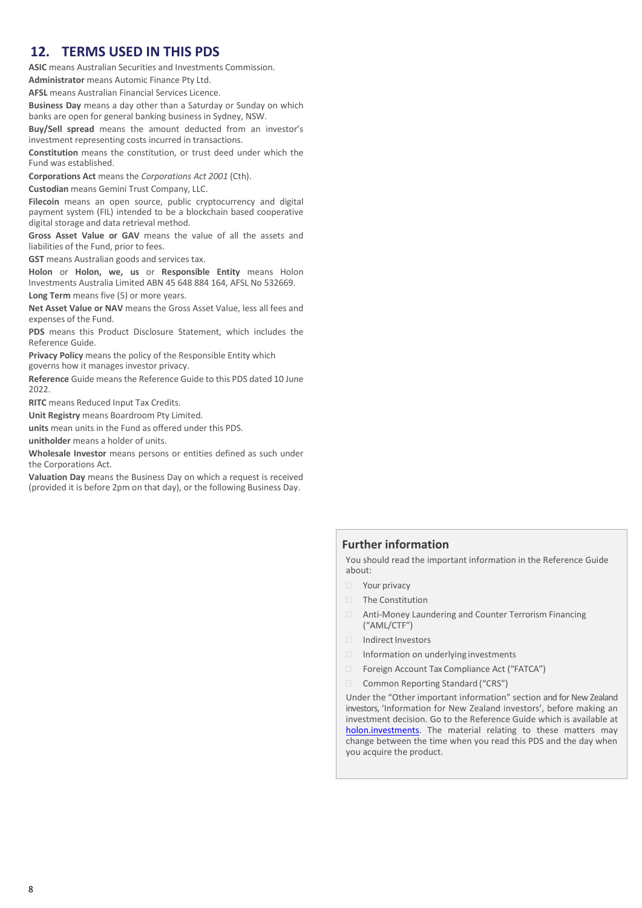## 12. TERMS USED IN THIS PDS

**ASIC** means Australian Securities and Investments Commission.

**Administrator** means Automic Finance Pty Ltd.

**AFSL** means Australian Financial Services Licence.

**Business Day** means a day other than a Saturday or Sunday on which banks are open for general banking business in Sydney, NSW.

**Buy/Sell spread** means the amount deducted from an investor's investment representing costs incurred in transactions.

**Constitution** means the constitution, or trust deed under which the Fund was established.

**Corporations Act** means the *Corporations Act 2001* (Cth).

**Custodian** means Gemini Trust Company, LLC.

**Filecoin** means an open source, public cryptocurrency and digital payment system (FIL) intended to be a blockchain based cooperative digital storage and data retrieval method.

**Gross Asset Value or GAV** means the value of all the assets and liabilities of the Fund, prior to fees.

**GST** means Australian goods and services tax.

**Holon** or **Holon, we, us** or **Responsible Entity** means Holon Investments Australia Limited ABN 45 648 884 164, AFSL No 532669.

**Long Term** means five (5) or more years.

**Net Asset Value or NAV** means the Gross Asset Value, less all fees and expenses of the Fund.

**PDS** means this Product Disclosure Statement, which includes the Reference Guide.

**Privacy Policy** means the policy of the Responsible Entity which governs how it manages investor privacy.

**Reference** Guide means the Reference Guide to this PDS dated 10 June 2022.

**RITC** means Reduced Input Tax Credits.

**Unit Registry** means Boardroom Pty Limited.

**units** mean units in the Fund as offered under this PDS.

**unitholder** means a holder of units.

**Wholesale Investor** means persons or entities defined as such under the Corporations Act.

**Valuation Day** means the Business Day on which a request is received (provided it is before 2pm on that day), or the following Business Day.

### Further information

You should read the important information in the Reference Guide about:

- Your privacy
- The Constitution
- Anti-Money Laundering and Counter Terrorism Financing ("AML/CTF")
- Indirect Investors
- Information on underlying investments
- Foreign Account Tax Compliance Act ("FATCA")
- Common Reporting Standard ("CRS")

Under the "Other important information" section and for New Zealand investors, 'Information for New Zealand investors', before making an investment decision. Go to the Reference Guide which is available at holon.investments. The material relating to these matters may change between the time when you read this PDS and the day when you acquire the product.